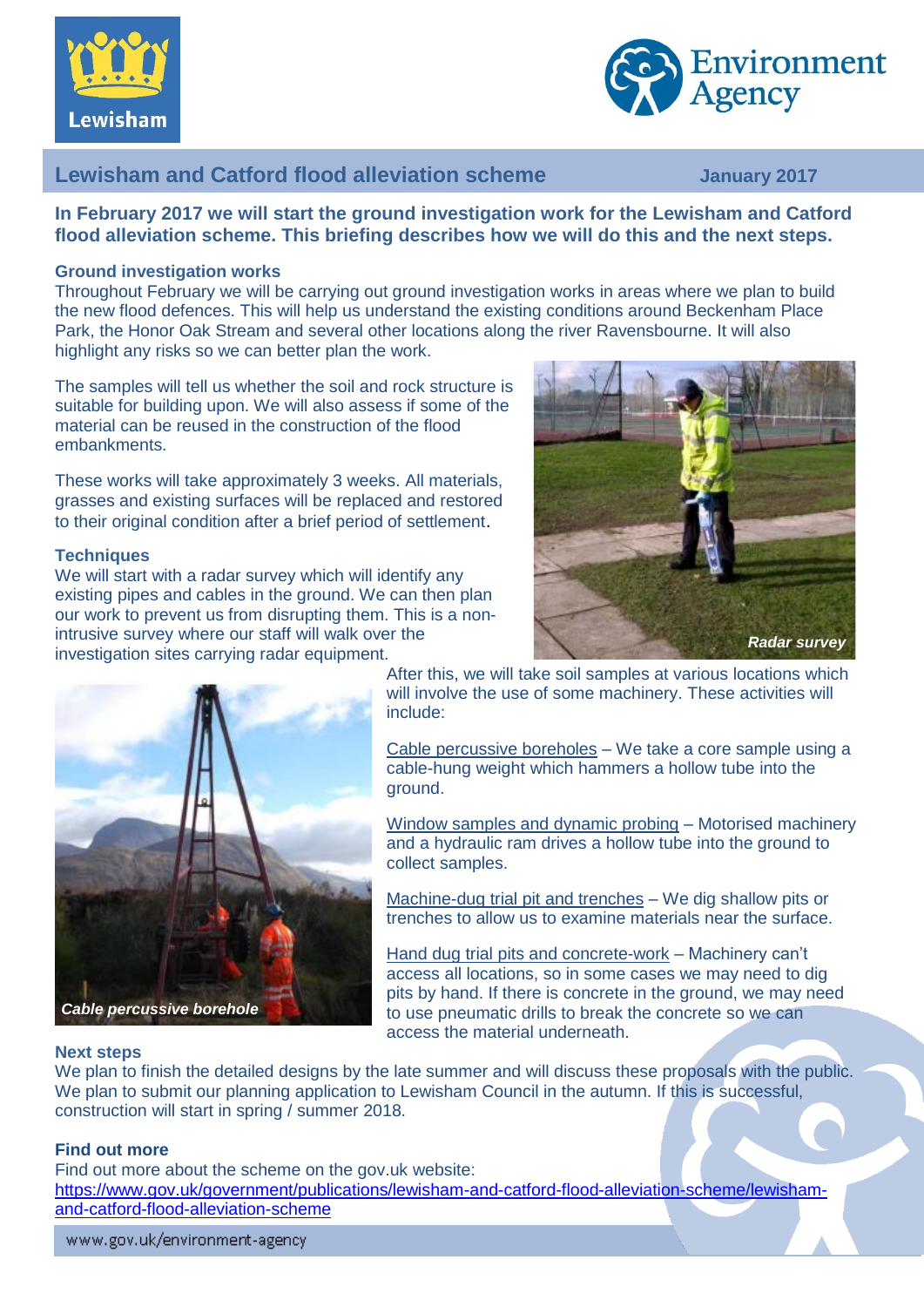# Lewisham and Catford flood alleviation scheme

January 2017

**In February 2017 we will start the ground investigation work for the Lewisham and Catford flood alleviation scheme. This briefing describes how we will do this and the next steps.**

## Ground investigation works

Throughout February we will be carrying out ground investigation works in areas where we plan to build the new flood defences. This will help us understand the existing conditions around Beckenham Place Park, the Honor Oak Stream and several other locations along the river Ravensbourne. It will also highlight any risks so we can better plan the work.

The samples will tell us whether the soil and rock structure is suitable for building upon. We will also assess if some of the material can be reused in the construction of the flood embankments.

These works will take approximately 3 weeks. All materials, grasses and existing surfaces will be replaced and restored to their original condition after a brief period of settlement.

## Techniques

We will start with a radar survey which will identify any existing pipes and cables in the ground. We can then plan our work to prevent us from disrupting them. This is a non-intrusive survey where our staff will walk over the investigation sites carrying radar equipment.

*Radar survey*

After this, we will take soil samples at various locations which will involve the use of some machinery. These activities will include:

Cable percussive boreholes – We take a core sample using a cable-hung weight which hammers a hollow tube into the ground.

Window samples and dynamic probing – Motorised machinery and a hydraulic ram drives a hollow tube into the ground to collect samples.

Machine-dug trial pit and trenches – We dig shallow pits or trenches to allow us to examine materials near the surface.

Hand dug trial pits and concrete-work – Machinery can't access all locations, so in some cases we may need to dig pits by hand. If there is concrete in the ground, we may need to use pneumatic drills to break the concrete so we can access the material underneath.

*Cable percussive borehole*

## Next steps

We plan to finish the detailed designs by the late summer and will discuss these proposals with the public. We plan to submit our planning application to Lewisham Council in the autumn. If this is successful, construction will start in spring / summer 2018.

## Find out more

Find out more about the scheme on the gov.uk website:
https://www.gov.uk/government/publications/lewisham-and-catford-flood-alleviation-scheme/lewisham-and-catford-flood-alleviation-scheme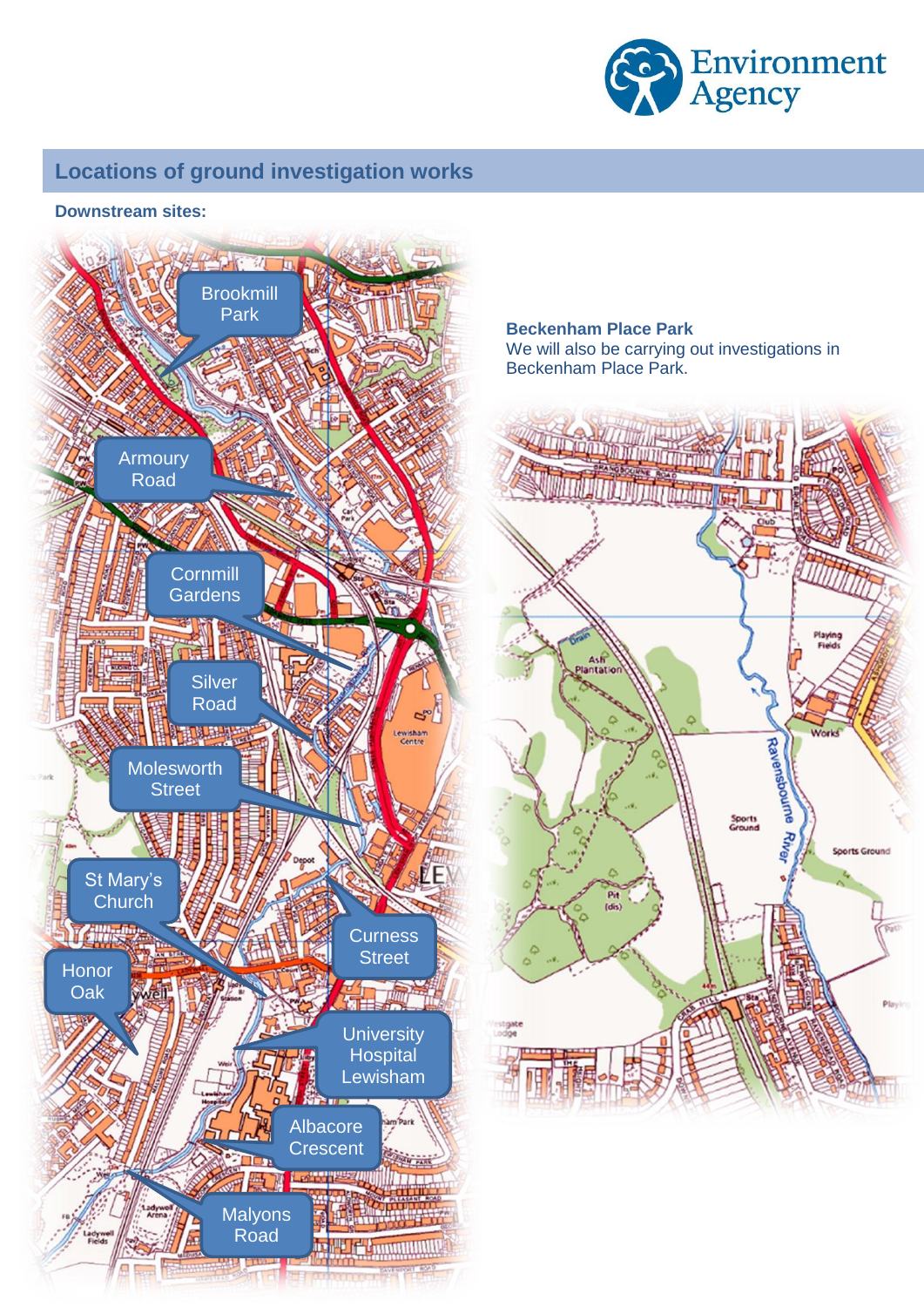## Locations of ground investigation works

**Downstream sites:**

Brookmill Park

Armoury Road

Cornmill Gardens

Silver Road

Molesworth Street

St Mary's Church

Curness Street

Honor Oak

University Hospital Lewisham

Albacore Crescent

Malyons Road

**Beckenham Place Park**

We will also be carrying out investigations in Beckenham Place Park.